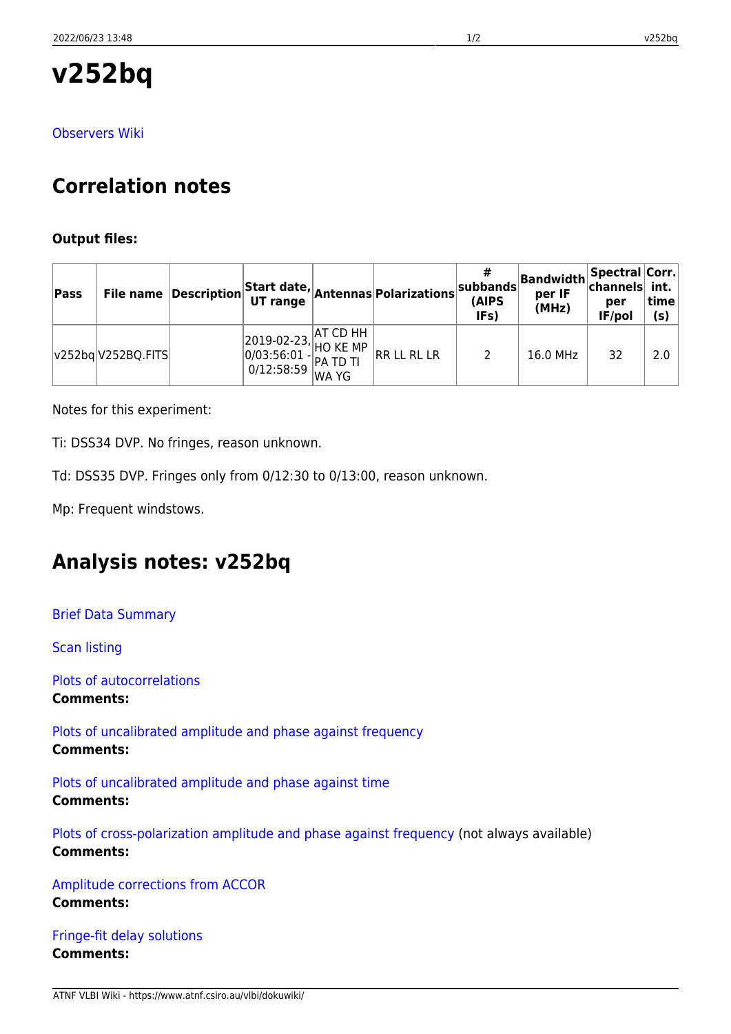# v252bq

Observers Wiki

## Correlation notes

**Output files:**

| Pass | File name | Description | Start date, UT range | Antennas | Polarizations | # subbands (AIPS IFs) | Bandwidth per IF (MHz) | Spectral channels per IF/pol | Corr. int. time (s) |
|---|---|---|---|---|---|---|---|---|---|
| v252bq | V252BQ.FITS | | 2019-02-23, 0/03:56:01 - 0/12:58:59 | AT CD HH HO KE MP PA TD TI WA YG | RR LL RL LR | 2 | 16.0 MHz | 32 | 2.0 |

Notes for this experiment:

Ti: DSS34 DVP. No fringes, reason unknown.

Td: DSS35 DVP. Fringes only from 0/12:30 to 0/13:00, reason unknown.

Mp: Frequent windstows.

## Analysis notes: v252bq

Brief Data Summary

Scan listing

Plots of autocorrelations
**Comments:**

Plots of uncalibrated amplitude and phase against frequency
**Comments:**

Plots of uncalibrated amplitude and phase against time
**Comments:**

Plots of cross-polarization amplitude and phase against frequency (not always available)
**Comments:**

Amplitude corrections from ACCOR
**Comments:**

Fringe-fit delay solutions
**Comments:**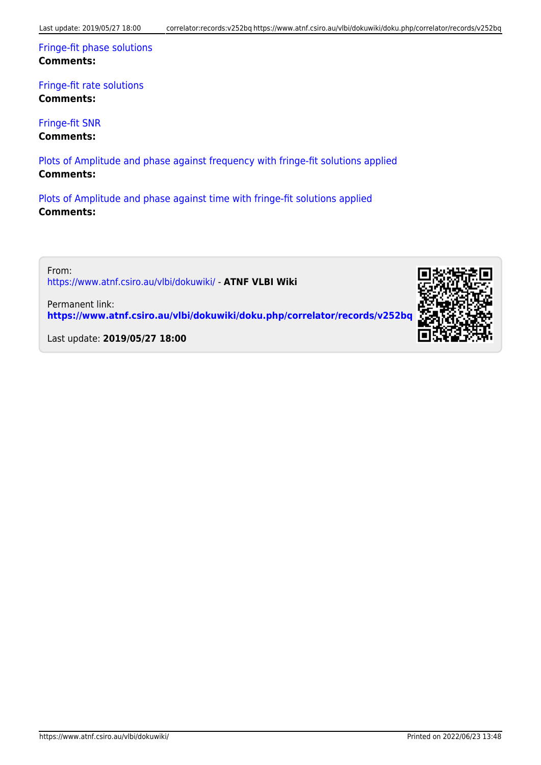Fringe-fit phase solutions
**Comments:**

Fringe-fit rate solutions
**Comments:**

Fringe-fit SNR
**Comments:**

Plots of Amplitude and phase against frequency with fringe-fit solutions applied
**Comments:**

Plots of Amplitude and phase against time with fringe-fit solutions applied
**Comments:**

From:
https://www.atnf.csiro.au/vlbi/dokuwiki/ - **ATNF VLBI Wiki**

Permanent link:
**https://www.atnf.csiro.au/vlbi/dokuwiki/doku.php/correlator/records/v252bq**

Last update: **2019/05/27 18:00**